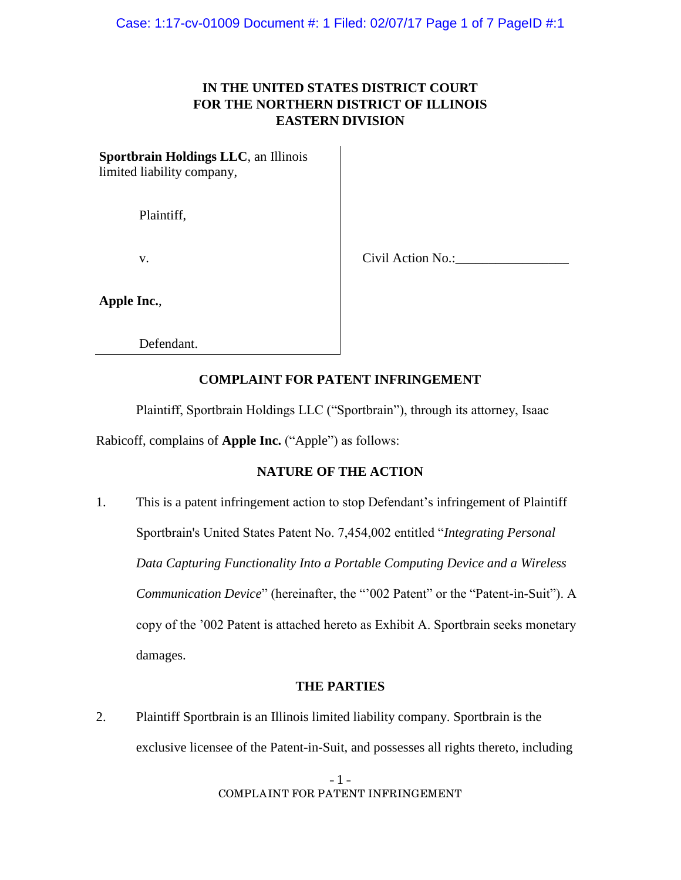**IN THE UNITED STATES DISTRICT COURT FOR THE NORTHERN DISTRICT OF ILLINOIS EASTERN DIVISION**

| | |
|---|---|
| **Sportbrain Holdings LLC**, an Illinois limited liability company,<br><br>Plaintiff,<br><br>v.<br><br>**Apple Inc.**,<br><br>Defendant. | Civil Action No.:_________________ |

## COMPLAINT FOR PATENT INFRINGEMENT

Plaintiff, Sportbrain Holdings LLC ("Sportbrain"), through its attorney, Isaac Rabicoff, complains of **Apple Inc.** ("Apple") as follows:

### NATURE OF THE ACTION

1. This is a patent infringement action to stop Defendant's infringement of Plaintiff Sportbrain's United States Patent No. 7,454,002 entitled "*Integrating Personal Data Capturing Functionality Into a Portable Computing Device and a Wireless Communication Device*" (hereinafter, the "'002 Patent" or the "Patent-in-Suit"). A copy of the '002 Patent is attached hereto as Exhibit A. Sportbrain seeks monetary damages.

### THE PARTIES

2. Plaintiff Sportbrain is an Illinois limited liability company. Sportbrain is the exclusive licensee of the Patent-in-Suit, and possesses all rights thereto, including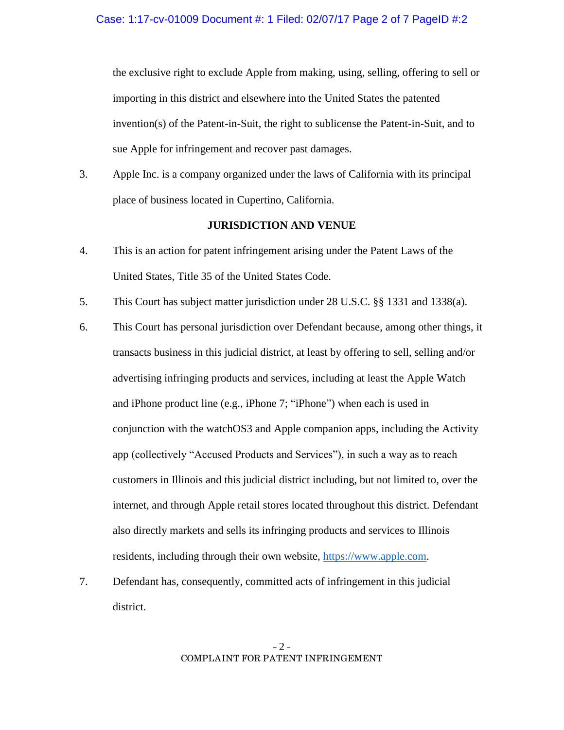the exclusive right to exclude Apple from making, using, selling, offering to sell or importing in this district and elsewhere into the United States the patented invention(s) of the Patent-in-Suit, the right to sublicense the Patent-in-Suit, and to sue Apple for infringement and recover past damages.

3. Apple Inc. is a company organized under the laws of California with its principal place of business located in Cupertino, California.

## JURISDICTION AND VENUE

4. This is an action for patent infringement arising under the Patent Laws of the United States, Title 35 of the United States Code.

5. This Court has subject matter jurisdiction under 28 U.S.C. §§ 1331 and 1338(a).

6. This Court has personal jurisdiction over Defendant because, among other things, it transacts business in this judicial district, at least by offering to sell, selling and/or advertising infringing products and services, including at least the Apple Watch and iPhone product line (e.g., iPhone 7; "iPhone") when each is used in conjunction with the watchOS3 and Apple companion apps, including the Activity app (collectively "Accused Products and Services"), in such a way as to reach customers in Illinois and this judicial district including, but not limited to, over the internet, and through Apple retail stores located throughout this district. Defendant also directly markets and sells its infringing products and services to Illinois residents, including through their own website, https://www.apple.com.

7. Defendant has, consequently, committed acts of infringement in this judicial district.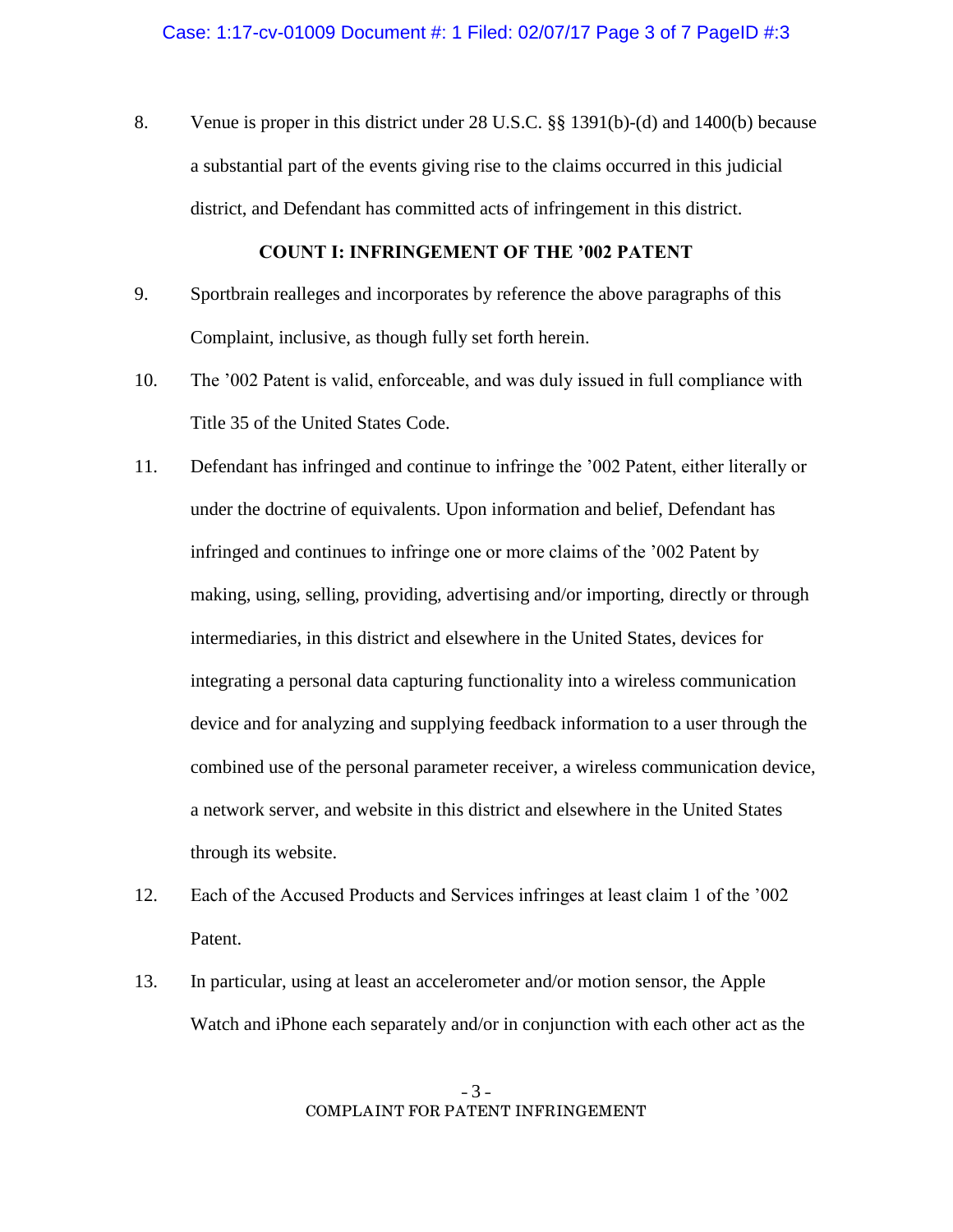8. Venue is proper in this district under 28 U.S.C. §§ 1391(b)-(d) and 1400(b) because a substantial part of the events giving rise to the claims occurred in this judicial district, and Defendant has committed acts of infringement in this district.

## COUNT I: INFRINGEMENT OF THE ’002 PATENT

9. Sportbrain realleges and incorporates by reference the above paragraphs of this Complaint, inclusive, as though fully set forth herein.

10. The ’002 Patent is valid, enforceable, and was duly issued in full compliance with Title 35 of the United States Code.

11. Defendant has infringed and continue to infringe the ’002 Patent, either literally or under the doctrine of equivalents. Upon information and belief, Defendant has infringed and continues to infringe one or more claims of the ’002 Patent by making, using, selling, providing, advertising and/or importing, directly or through intermediaries, in this district and elsewhere in the United States, devices for integrating a personal data capturing functionality into a wireless communication device and for analyzing and supplying feedback information to a user through the combined use of the personal parameter receiver, a wireless communication device, a network server, and website in this district and elsewhere in the United States through its website.

12. Each of the Accused Products and Services infringes at least claim 1 of the ’002 Patent.

13. In particular, using at least an accelerometer and/or motion sensor, the Apple Watch and iPhone each separately and/or in conjunction with each other act as the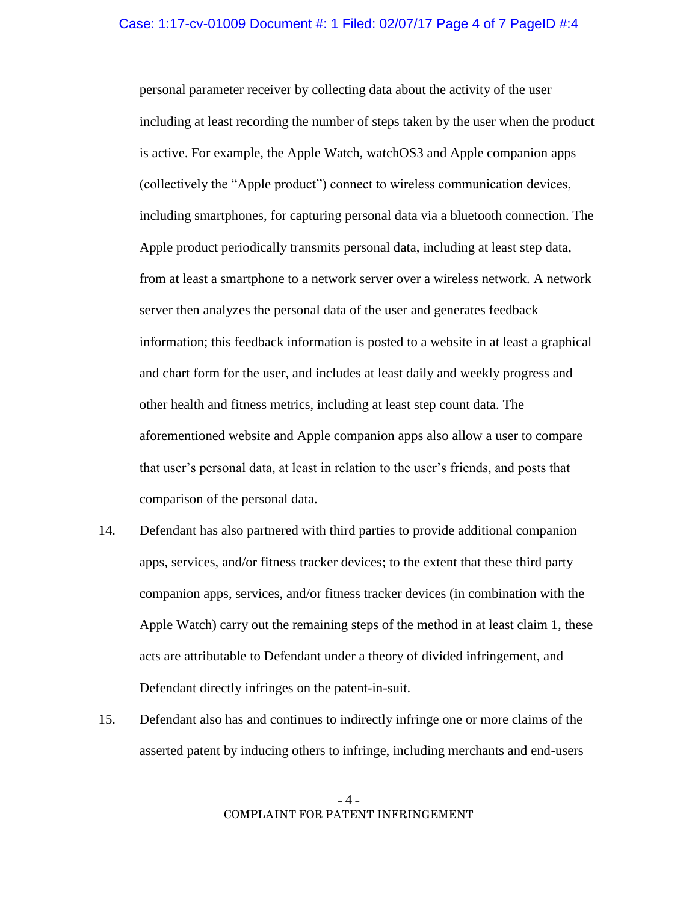personal parameter receiver by collecting data about the activity of the user including at least recording the number of steps taken by the user when the product is active. For example, the Apple Watch, watchOS3 and Apple companion apps (collectively the "Apple product") connect to wireless communication devices, including smartphones, for capturing personal data via a bluetooth connection. The Apple product periodically transmits personal data, including at least step data, from at least a smartphone to a network server over a wireless network. A network server then analyzes the personal data of the user and generates feedback information; this feedback information is posted to a website in at least a graphical and chart form for the user, and includes at least daily and weekly progress and other health and fitness metrics, including at least step count data. The aforementioned website and Apple companion apps also allow a user to compare that user's personal data, at least in relation to the user's friends, and posts that comparison of the personal data.

14. Defendant has also partnered with third parties to provide additional companion apps, services, and/or fitness tracker devices; to the extent that these third party companion apps, services, and/or fitness tracker devices (in combination with the Apple Watch) carry out the remaining steps of the method in at least claim 1, these acts are attributable to Defendant under a theory of divided infringement, and Defendant directly infringes on the patent-in-suit.

15. Defendant also has and continues to indirectly infringe one or more claims of the asserted patent by inducing others to infringe, including merchants and end-users

COMPLAINT FOR PATENT INFRINGEMENT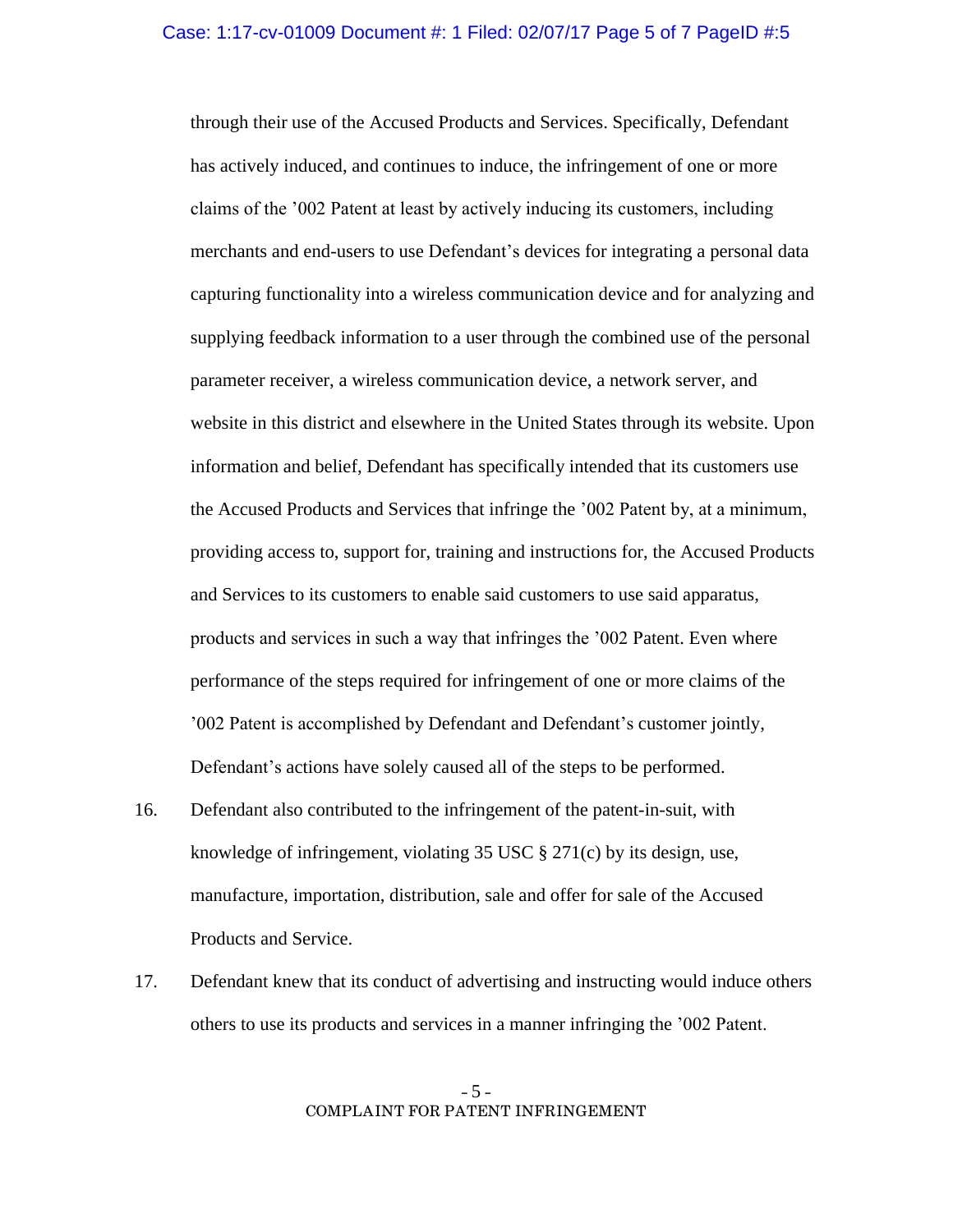through their use of the Accused Products and Services. Specifically, Defendant has actively induced, and continues to induce, the infringement of one or more claims of the ’002 Patent at least by actively inducing its customers, including merchants and end-users to use Defendant’s devices for integrating a personal data capturing functionality into a wireless communication device and for analyzing and supplying feedback information to a user through the combined use of the personal parameter receiver, a wireless communication device, a network server, and website in this district and elsewhere in the United States through its website. Upon information and belief, Defendant has specifically intended that its customers use the Accused Products and Services that infringe the ’002 Patent by, at a minimum, providing access to, support for, training and instructions for, the Accused Products and Services to its customers to enable said customers to use said apparatus, products and services in such a way that infringes the ’002 Patent. Even where performance of the steps required for infringement of one or more claims of the ’002 Patent is accomplished by Defendant and Defendant’s customer jointly, Defendant’s actions have solely caused all of the steps to be performed.

16. Defendant also contributed to the infringement of the patent-in-suit, with knowledge of infringement, violating 35 USC § 271(c) by its design, use, manufacture, importation, distribution, sale and offer for sale of the Accused Products and Service.

17. Defendant knew that its conduct of advertising and instructing would induce others others to use its products and services in a manner infringing the ’002 Patent.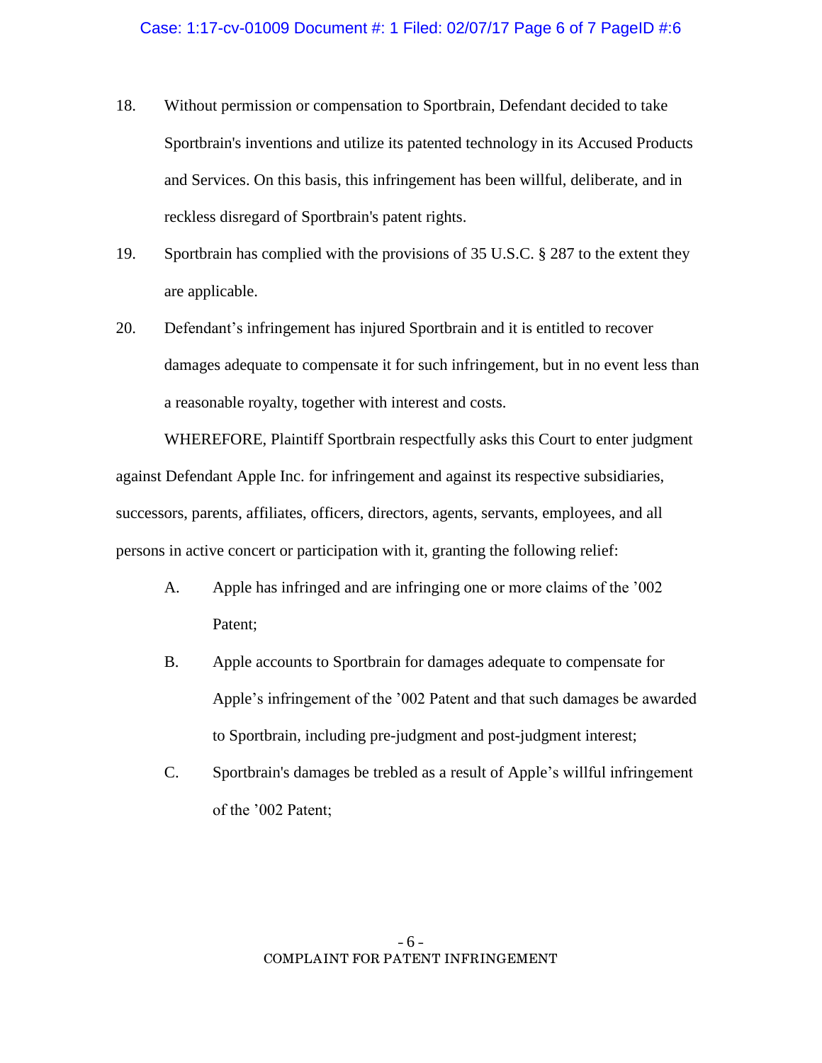18. Without permission or compensation to Sportbrain, Defendant decided to take Sportbrain's inventions and utilize its patented technology in its Accused Products and Services. On this basis, this infringement has been willful, deliberate, and in reckless disregard of Sportbrain's patent rights.

19. Sportbrain has complied with the provisions of 35 U.S.C. § 287 to the extent they are applicable.

20. Defendant's infringement has injured Sportbrain and it is entitled to recover damages adequate to compensate it for such infringement, but in no event less than a reasonable royalty, together with interest and costs.

WHEREFORE, Plaintiff Sportbrain respectfully asks this Court to enter judgment against Defendant Apple Inc. for infringement and against its respective subsidiaries, successors, parents, affiliates, officers, directors, agents, servants, employees, and all persons in active concert or participation with it, granting the following relief:

A. Apple has infringed and are infringing one or more claims of the '002 Patent;

B. Apple accounts to Sportbrain for damages adequate to compensate for Apple's infringement of the '002 Patent and that such damages be awarded to Sportbrain, including pre-judgment and post-judgment interest;

C. Sportbrain's damages be trebled as a result of Apple's willful infringement of the '002 Patent;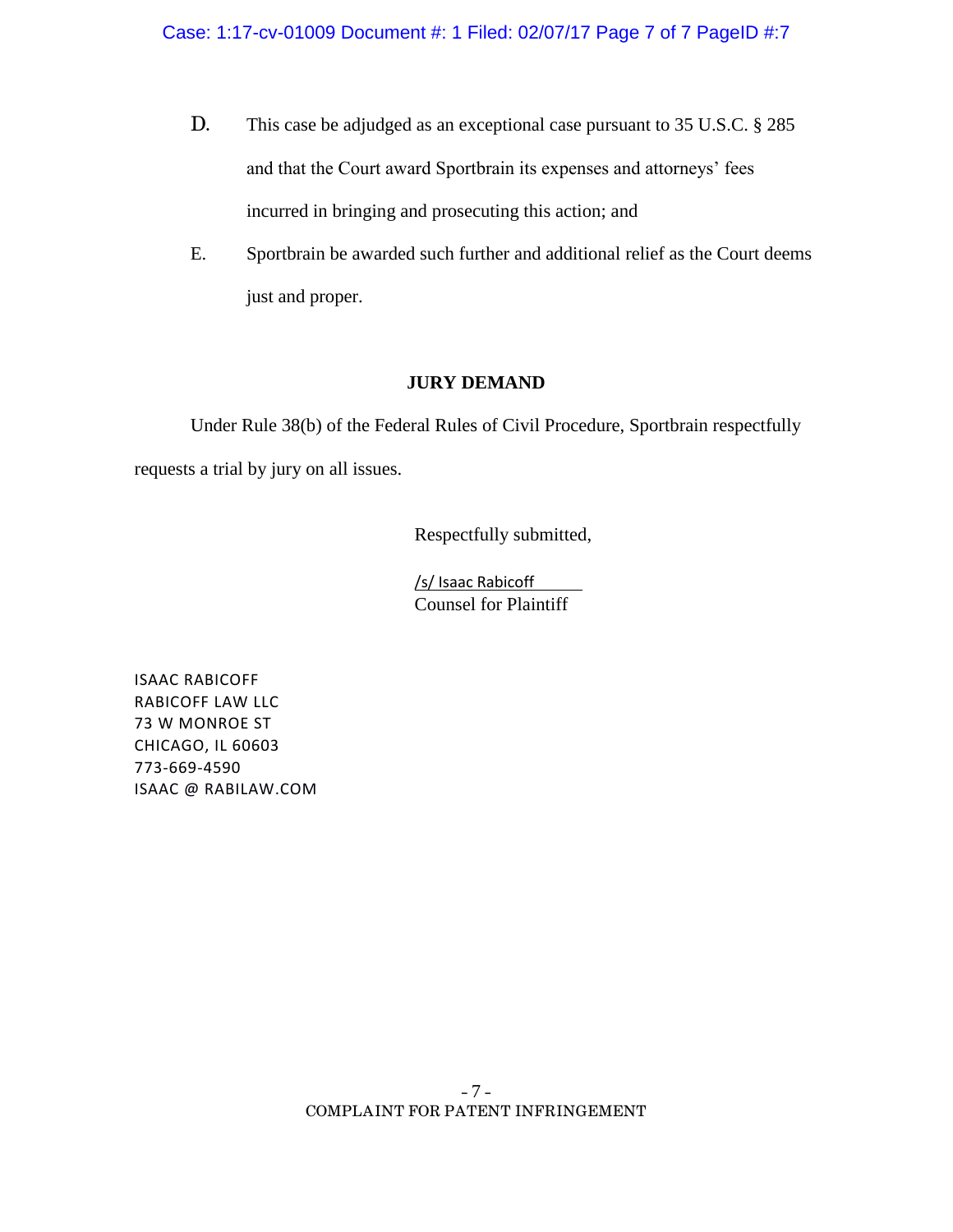D. This case be adjudged as an exceptional case pursuant to 35 U.S.C. § 285 and that the Court award Sportbrain its expenses and attorneys' fees incurred in bringing and prosecuting this action; and

E. Sportbrain be awarded such further and additional relief as the Court deems just and proper.

## JURY DEMAND

Under Rule 38(b) of the Federal Rules of Civil Procedure, Sportbrain respectfully requests a trial by jury on all issues.

Respectfully submitted,

/s/ Isaac Rabicoff
Counsel for Plaintiff

ISAAC RABICOFF
RABICOFF LAW LLC
73 W MONROE ST
CHICAGO, IL 60603
773-669-4590
ISAAC @ RABILAW.COM

COMPLAINT FOR PATENT INFRINGEMENT